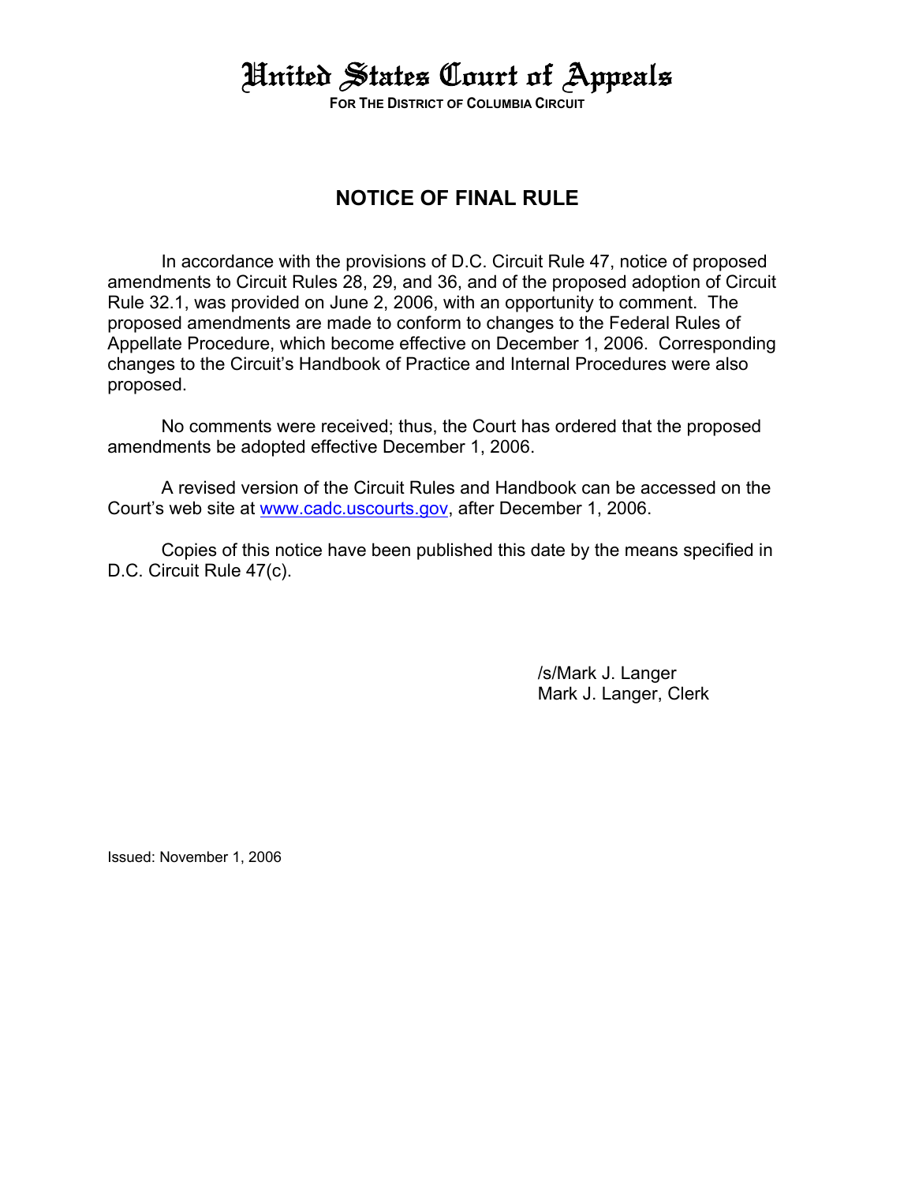# United States Court of Appeals

**FOR THE DISTRICT OF COLUMBIA CIRCUIT**

## NOTICE OF FINAL RULE

In accordance with the provisions of D.C. Circuit Rule 47, notice of proposed amendments to Circuit Rules 28, 29, and 36, and of the proposed adoption of Circuit Rule 32.1, was provided on June 2, 2006, with an opportunity to comment. The proposed amendments are made to conform to changes to the Federal Rules of Appellate Procedure, which become effective on December 1, 2006. Corresponding changes to the Circuit's Handbook of Practice and Internal Procedures were also proposed.

No comments were received; thus, the Court has ordered that the proposed amendments be adopted effective December 1, 2006.

A revised version of the Circuit Rules and Handbook can be accessed on the Court's web site at www.cadc.uscourts.gov, after December 1, 2006.

Copies of this notice have been published this date by the means specified in D.C. Circuit Rule 47(c).

/s/Mark J. Langer
Mark J. Langer, Clerk

Issued: November 1, 2006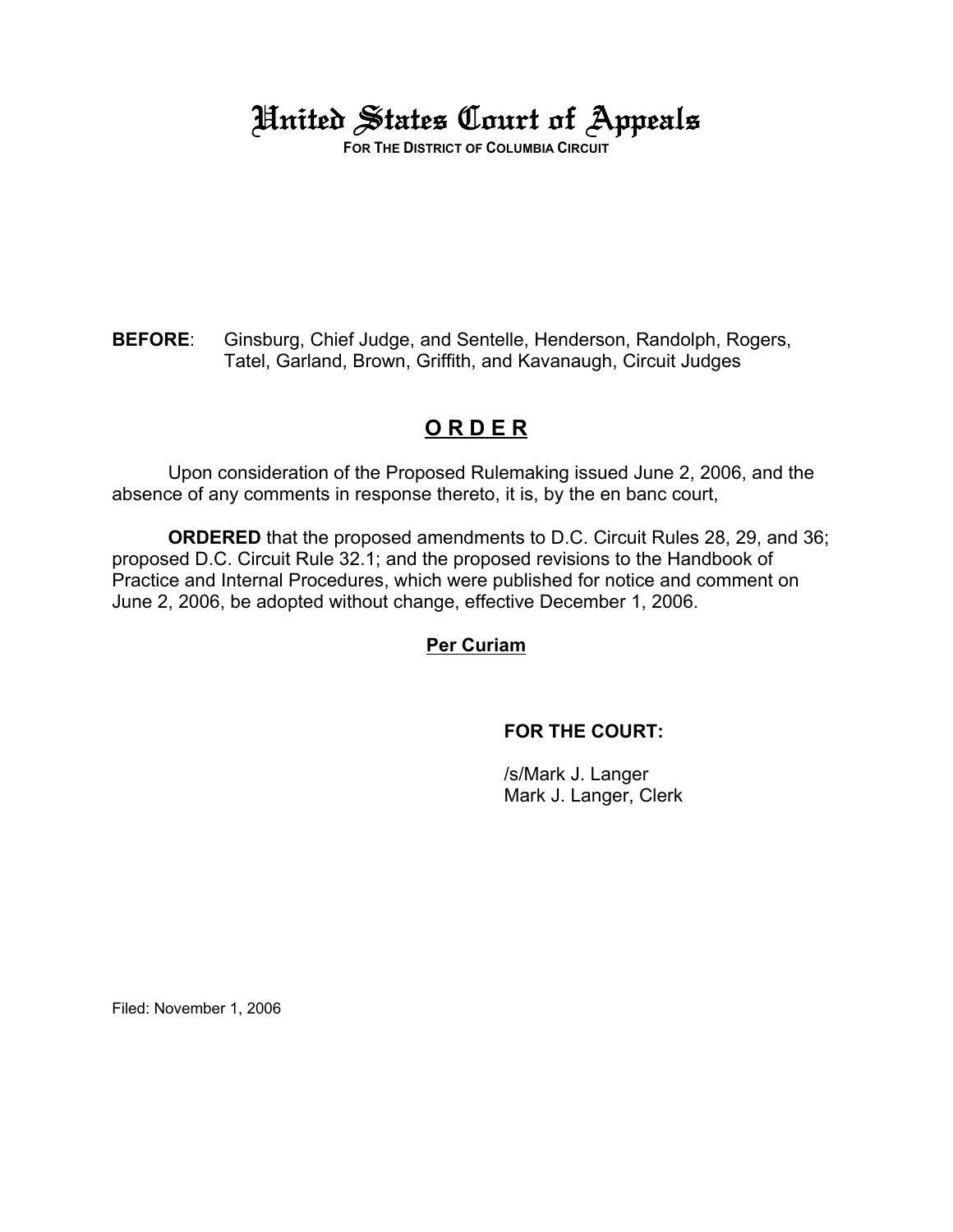# United States Court of Appeals

**FOR THE DISTRICT OF COLUMBIA CIRCUIT**

**BEFORE**: Ginsburg, Chief Judge, and Sentelle, Henderson, Randolph, Rogers, Tatel, Garland, Brown, Griffith, and Kavanaugh, Circuit Judges

## O R D E R

Upon consideration of the Proposed Rulemaking issued June 2, 2006, and the absence of any comments in response thereto, it is, by the en banc court,

**ORDERED** that the proposed amendments to D.C. Circuit Rules 28, 29, and 36; proposed D.C. Circuit Rule 32.1; and the proposed revisions to the Handbook of Practice and Internal Procedures, which were published for notice and comment on June 2, 2006, be adopted without change, effective December 1, 2006.

**Per Curiam**

**FOR THE COURT:**

/s/Mark J. Langer
Mark J. Langer, Clerk

Filed: November 1, 2006